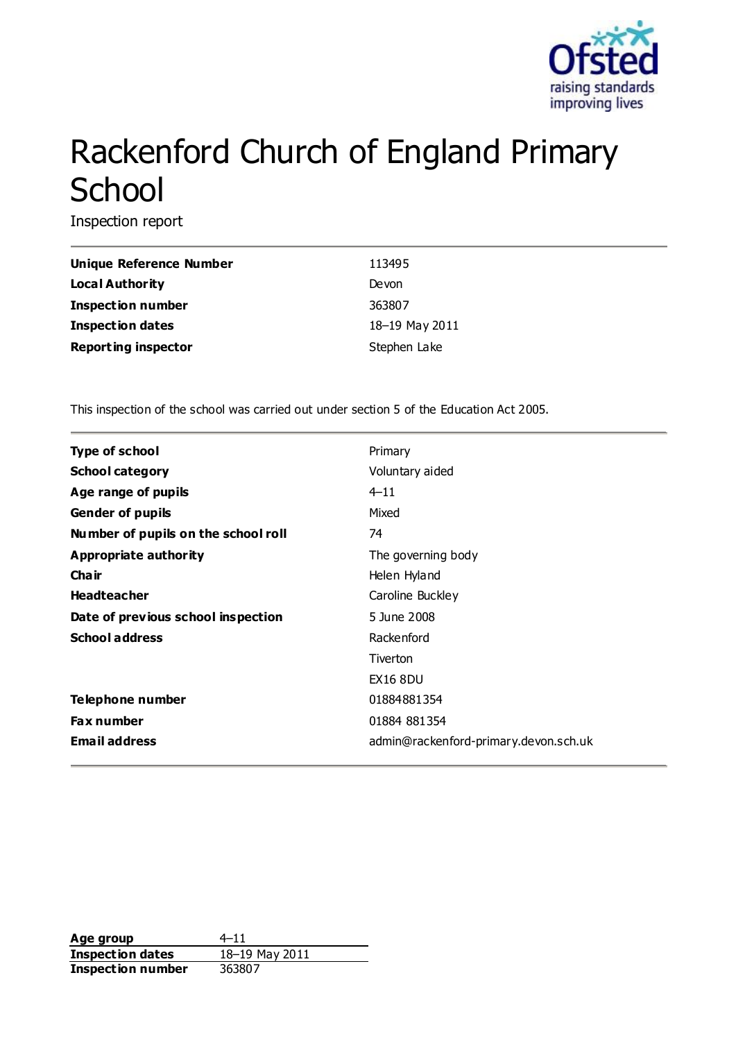# Rackenford Church of England Primary School

Inspection report

| | |
|---|---|
| **Unique Reference Number** | 113495 |
| **Local Authority** | Devon |
| **Inspection number** | 363807 |
| **Inspection dates** | 18–19 May 2011 |
| **Reporting inspector** | Stephen Lake |

This inspection of the school was carried out under section 5 of the Education Act 2005.

| | |
|---|---|
| **Type of school** | Primary |
| **School category** | Voluntary aided |
| **Age range of pupils** | 4–11 |
| **Gender of pupils** | Mixed |
| **Number of pupils on the school roll** | 74 |
| **Appropriate authority** | The governing body |
| **Chair** | Helen Hyland |
| **Headteacher** | Caroline Buckley |
| **Date of previous school inspection** | 5 June 2008 |
| **School address** | Rackenford<br>Tiverton<br>EX16 8DU |
| **Telephone number** | 01884881354 |
| **Fax number** | 01884 881354 |
| **Email address** | admin@rackenford-primary.devon.sch.uk |

| | |
|---|---|
| **Age group** | 4–11 |
| **Inspection dates** | 18–19 May 2011 |
| **Inspection number** | 363807 |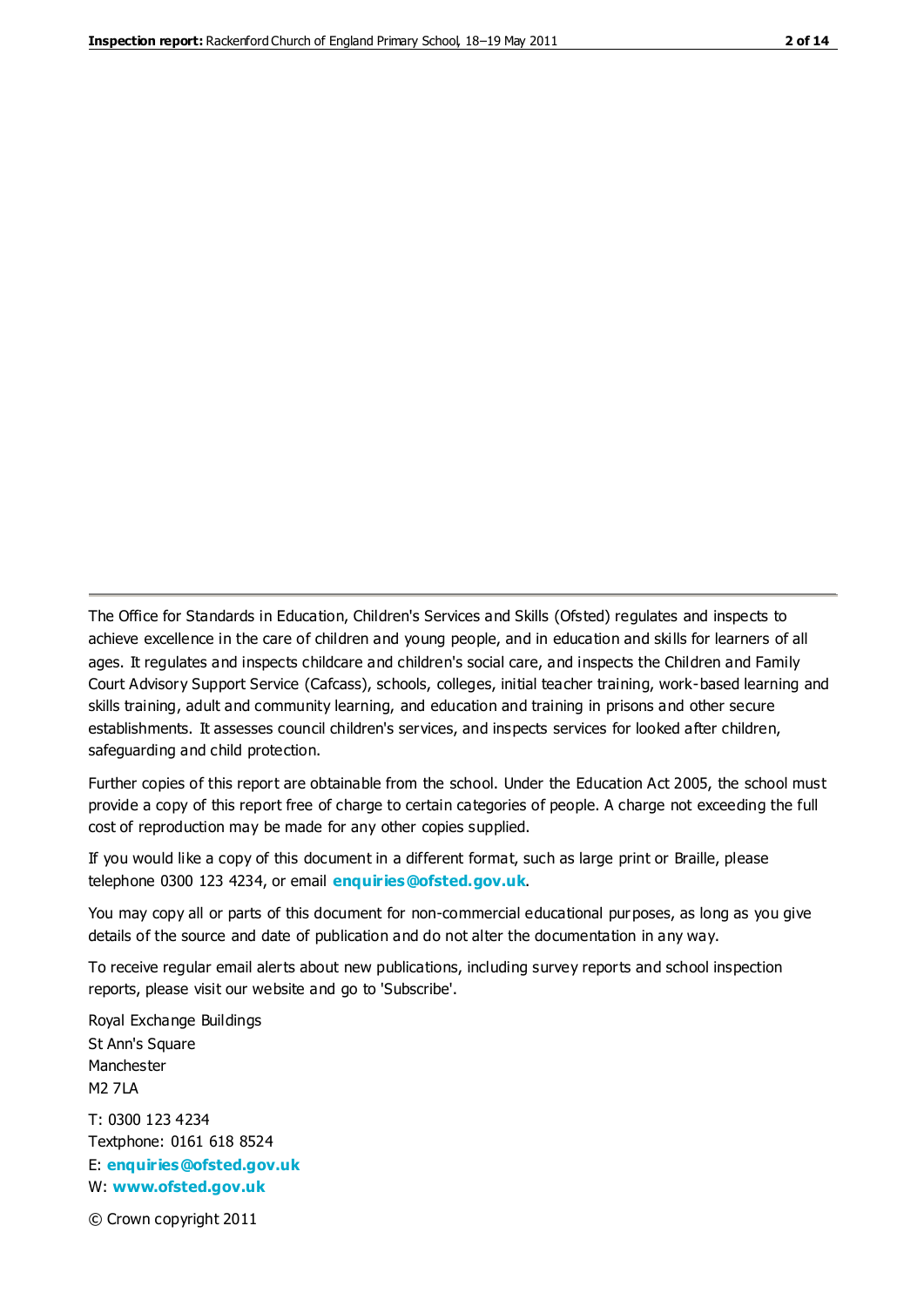The Office for Standards in Education, Children's Services and Skills (Ofsted) regulates and inspects to achieve excellence in the care of children and young people, and in education and skills for learners of all ages. It regulates and inspects childcare and children's social care, and inspects the Children and Family Court Advisory Support Service (Cafcass), schools, colleges, initial teacher training, work-based learning and skills training, adult and community learning, and education and training in prisons and other secure establishments. It assesses council children's services, and inspects services for looked after children, safeguarding and child protection.

Further copies of this report are obtainable from the school. Under the Education Act 2005, the school must provide a copy of this report free of charge to certain categories of people. A charge not exceeding the full cost of reproduction may be made for any other copies supplied.

If you would like a copy of this document in a different format, such as large print or Braille, please telephone 0300 123 4234, or email **enquiries@ofsted.gov.uk**.

You may copy all or parts of this document for non-commercial educational purposes, as long as you give details of the source and date of publication and do not alter the documentation in any way.

To receive regular email alerts about new publications, including survey reports and school inspection reports, please visit our website and go to 'Subscribe'.

Royal Exchange Buildings
St Ann's Square
Manchester
M2 7LA

T: 0300 123 4234
Textphone: 0161 618 8524
E: **enquiries@ofsted.gov.uk**
W: **www.ofsted.gov.uk**

© Crown copyright 2011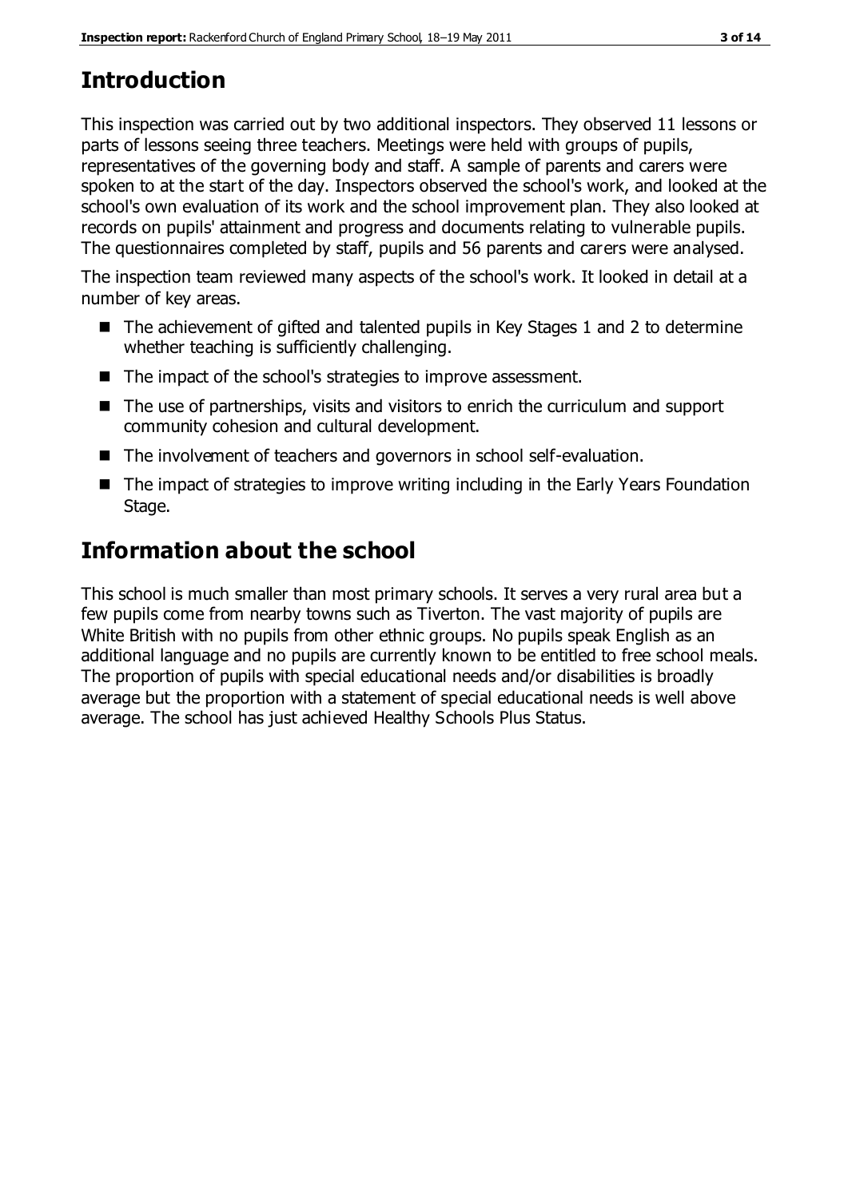## Introduction

This inspection was carried out by two additional inspectors. They observed 11 lessons or parts of lessons seeing three teachers. Meetings were held with groups of pupils, representatives of the governing body and staff. A sample of parents and carers were spoken to at the start of the day. Inspectors observed the school's work, and looked at the school's own evaluation of its work and the school improvement plan. They also looked at records on pupils' attainment and progress and documents relating to vulnerable pupils. The questionnaires completed by staff, pupils and 56 parents and carers were analysed.

The inspection team reviewed many aspects of the school's work. It looked in detail at a number of key areas.

- The achievement of gifted and talented pupils in Key Stages 1 and 2 to determine whether teaching is sufficiently challenging.
- The impact of the school's strategies to improve assessment.
- The use of partnerships, visits and visitors to enrich the curriculum and support community cohesion and cultural development.
- The involvement of teachers and governors in school self-evaluation.
- The impact of strategies to improve writing including in the Early Years Foundation Stage.

## Information about the school

This school is much smaller than most primary schools. It serves a very rural area but a few pupils come from nearby towns such as Tiverton. The vast majority of pupils are White British with no pupils from other ethnic groups. No pupils speak English as an additional language and no pupils are currently known to be entitled to free school meals. The proportion of pupils with special educational needs and/or disabilities is broadly average but the proportion with a statement of special educational needs is well above average. The school has just achieved Healthy Schools Plus Status.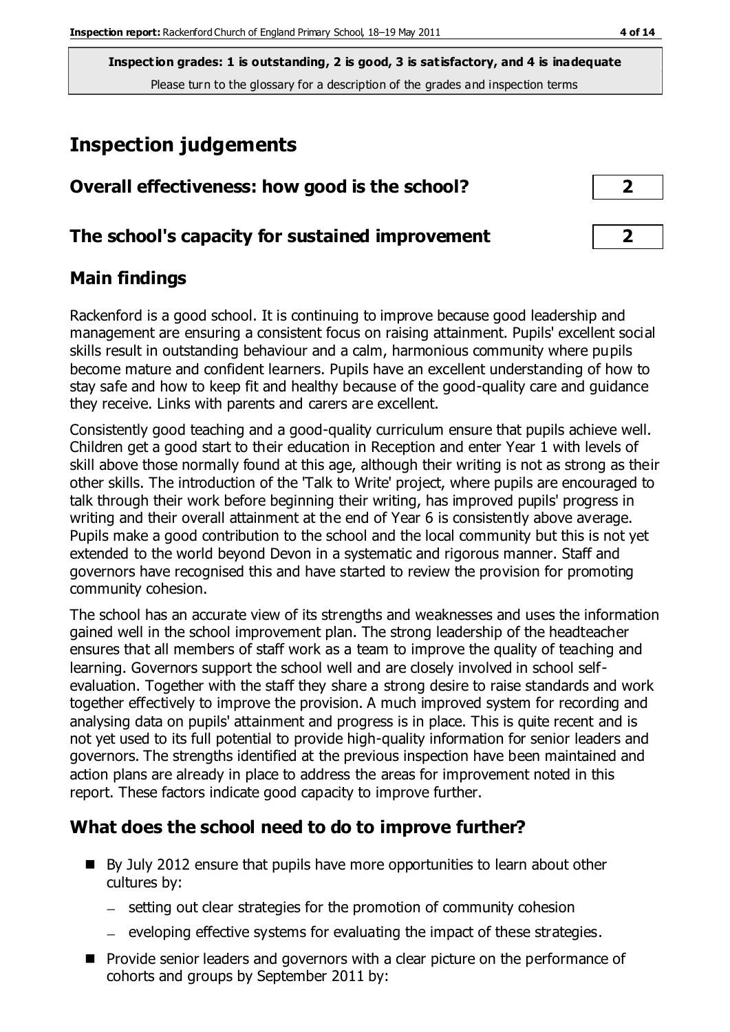**Inspection grades: 1 is outstanding, 2 is good, 3 is satisfactory, and 4 is inadequate**
Please turn to the glossary for a description of the grades and inspection terms

# Inspection judgements

| | |
|---|---|
| **Overall effectiveness: how good is the school?** | **2** |
| **The school's capacity for sustained improvement** | **2** |

## Main findings

Rackenford is a good school. It is continuing to improve because good leadership and management are ensuring a consistent focus on raising attainment. Pupils' excellent social skills result in outstanding behaviour and a calm, harmonious community where pupils become mature and confident learners. Pupils have an excellent understanding of how to stay safe and how to keep fit and healthy because of the good-quality care and guidance they receive. Links with parents and carers are excellent.

Consistently good teaching and a good-quality curriculum ensure that pupils achieve well. Children get a good start to their education in Reception and enter Year 1 with levels of skill above those normally found at this age, although their writing is not as strong as their other skills. The introduction of the 'Talk to Write' project, where pupils are encouraged to talk through their work before beginning their writing, has improved pupils' progress in writing and their overall attainment at the end of Year 6 is consistently above average. Pupils make a good contribution to the school and the local community but this is not yet extended to the world beyond Devon in a systematic and rigorous manner. Staff and governors have recognised this and have started to review the provision for promoting community cohesion.

The school has an accurate view of its strengths and weaknesses and uses the information gained well in the school improvement plan. The strong leadership of the headteacher ensures that all members of staff work as a team to improve the quality of teaching and learning. Governors support the school well and are closely involved in school self-evaluation. Together with the staff they share a strong desire to raise standards and work together effectively to improve the provision. A much improved system for recording and analysing data on pupils' attainment and progress is in place. This is quite recent and is not yet used to its full potential to provide high-quality information for senior leaders and governors. The strengths identified at the previous inspection have been maintained and action plans are already in place to address the areas for improvement noted in this report. These factors indicate good capacity to improve further.

## What does the school need to do to improve further?

- By July 2012 ensure that pupils have more opportunities to learn about other cultures by:
  - setting out clear strategies for the promotion of community cohesion
  - eveloping effective systems for evaluating the impact of these strategies.
- Provide senior leaders and governors with a clear picture on the performance of cohorts and groups by September 2011 by: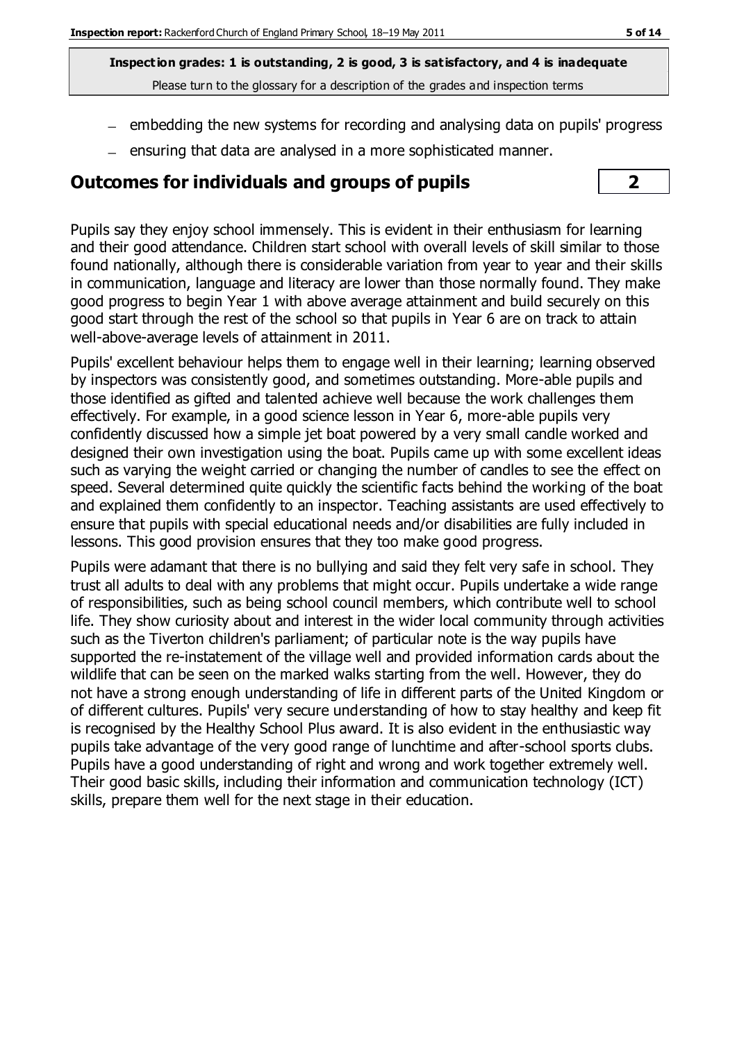Inspection grades: 1 is outstanding, 2 is good, 3 is satisfactory, and 4 is inadequate
Please turn to the glossary for a description of the grades and inspection terms

- embedding the new systems for recording and analysing data on pupils' progress
- ensuring that data are analysed in a more sophisticated manner.

## Outcomes for individuals and groups of pupils — 2

Pupils say they enjoy school immensely. This is evident in their enthusiasm for learning and their good attendance. Children start school with overall levels of skill similar to those found nationally, although there is considerable variation from year to year and their skills in communication, language and literacy are lower than those normally found. They make good progress to begin Year 1 with above average attainment and build securely on this good start through the rest of the school so that pupils in Year 6 are on track to attain well-above-average levels of attainment in 2011.

Pupils' excellent behaviour helps them to engage well in their learning; learning observed by inspectors was consistently good, and sometimes outstanding. More-able pupils and those identified as gifted and talented achieve well because the work challenges them effectively. For example, in a good science lesson in Year 6, more-able pupils very confidently discussed how a simple jet boat powered by a very small candle worked and designed their own investigation using the boat. Pupils came up with some excellent ideas such as varying the weight carried or changing the number of candles to see the effect on speed. Several determined quite quickly the scientific facts behind the working of the boat and explained them confidently to an inspector. Teaching assistants are used effectively to ensure that pupils with special educational needs and/or disabilities are fully included in lessons. This good provision ensures that they too make good progress.

Pupils were adamant that there is no bullying and said they felt very safe in school. They trust all adults to deal with any problems that might occur. Pupils undertake a wide range of responsibilities, such as being school council members, which contribute well to school life. They show curiosity about and interest in the wider local community through activities such as the Tiverton children's parliament; of particular note is the way pupils have supported the re-instatement of the village well and provided information cards about the wildlife that can be seen on the marked walks starting from the well. However, they do not have a strong enough understanding of life in different parts of the United Kingdom or of different cultures. Pupils' very secure understanding of how to stay healthy and keep fit is recognised by the Healthy School Plus award. It is also evident in the enthusiastic way pupils take advantage of the very good range of lunchtime and after-school sports clubs. Pupils have a good understanding of right and wrong and work together extremely well. Their good basic skills, including their information and communication technology (ICT) skills, prepare them well for the next stage in their education.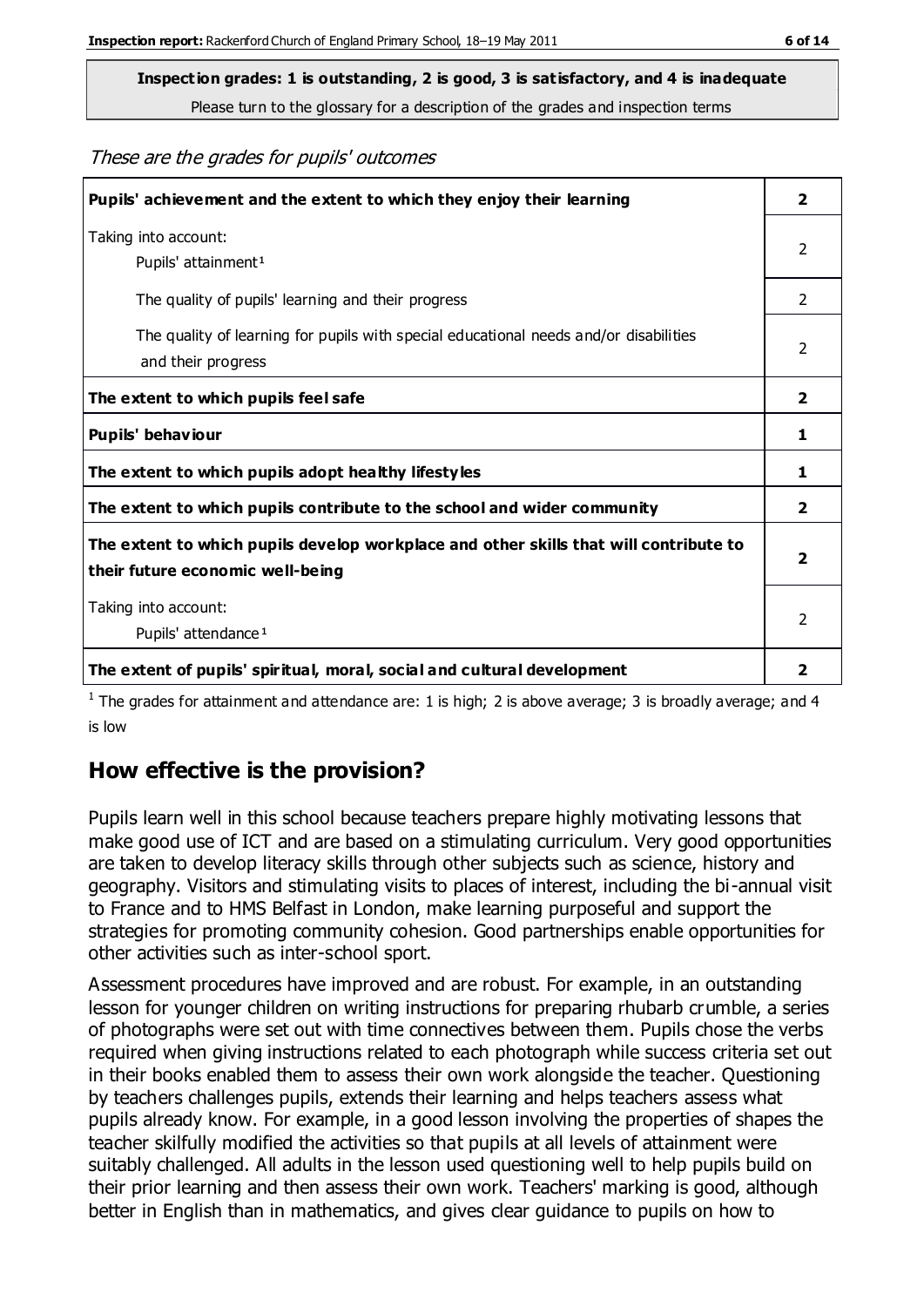**Inspection grades: 1 is outstanding, 2 is good, 3 is satisfactory, and 4 is inadequate**
Please turn to the glossary for a description of the grades and inspection terms

*These are the grades for pupils' outcomes*

| | |
|---|---|
| **Pupils' achievement and the extent to which they enjoy their learning** | **2** |
| Taking into account: Pupils' attainment[1] | 2 |
| The quality of pupils' learning and their progress | 2 |
| The quality of learning for pupils with special educational needs and/or disabilities and their progress | 2 |
| **The extent to which pupils feel safe** | **2** |
| **Pupils' behaviour** | **1** |
| **The extent to which pupils adopt healthy lifestyles** | **1** |
| **The extent to which pupils contribute to the school and wider community** | **2** |
| **The extent to which pupils develop workplace and other skills that will contribute to their future economic well-being** | **2** |
| Taking into account: Pupils' attendance[1] | 2 |
| **The extent of pupils' spiritual, moral, social and cultural development** | **2** |

[1] The grades for attainment and attendance are: 1 is high; 2 is above average; 3 is broadly average; and 4 is low

## How effective is the provision?

Pupils learn well in this school because teachers prepare highly motivating lessons that make good use of ICT and are based on a stimulating curriculum. Very good opportunities are taken to develop literacy skills through other subjects such as science, history and geography. Visitors and stimulating visits to places of interest, including the bi-annual visit to France and to HMS Belfast in London, make learning purposeful and support the strategies for promoting community cohesion. Good partnerships enable opportunities for other activities such as inter-school sport.

Assessment procedures have improved and are robust. For example, in an outstanding lesson for younger children on writing instructions for preparing rhubarb crumble, a series of photographs were set out with time connectives between them. Pupils chose the verbs required when giving instructions related to each photograph while success criteria set out in their books enabled them to assess their own work alongside the teacher. Questioning by teachers challenges pupils, extends their learning and helps teachers assess what pupils already know. For example, in a good lesson involving the properties of shapes the teacher skilfully modified the activities so that pupils at all levels of attainment were suitably challenged. All adults in the lesson used questioning well to help pupils build on their prior learning and then assess their own work. Teachers' marking is good, although better in English than in mathematics, and gives clear guidance to pupils on how to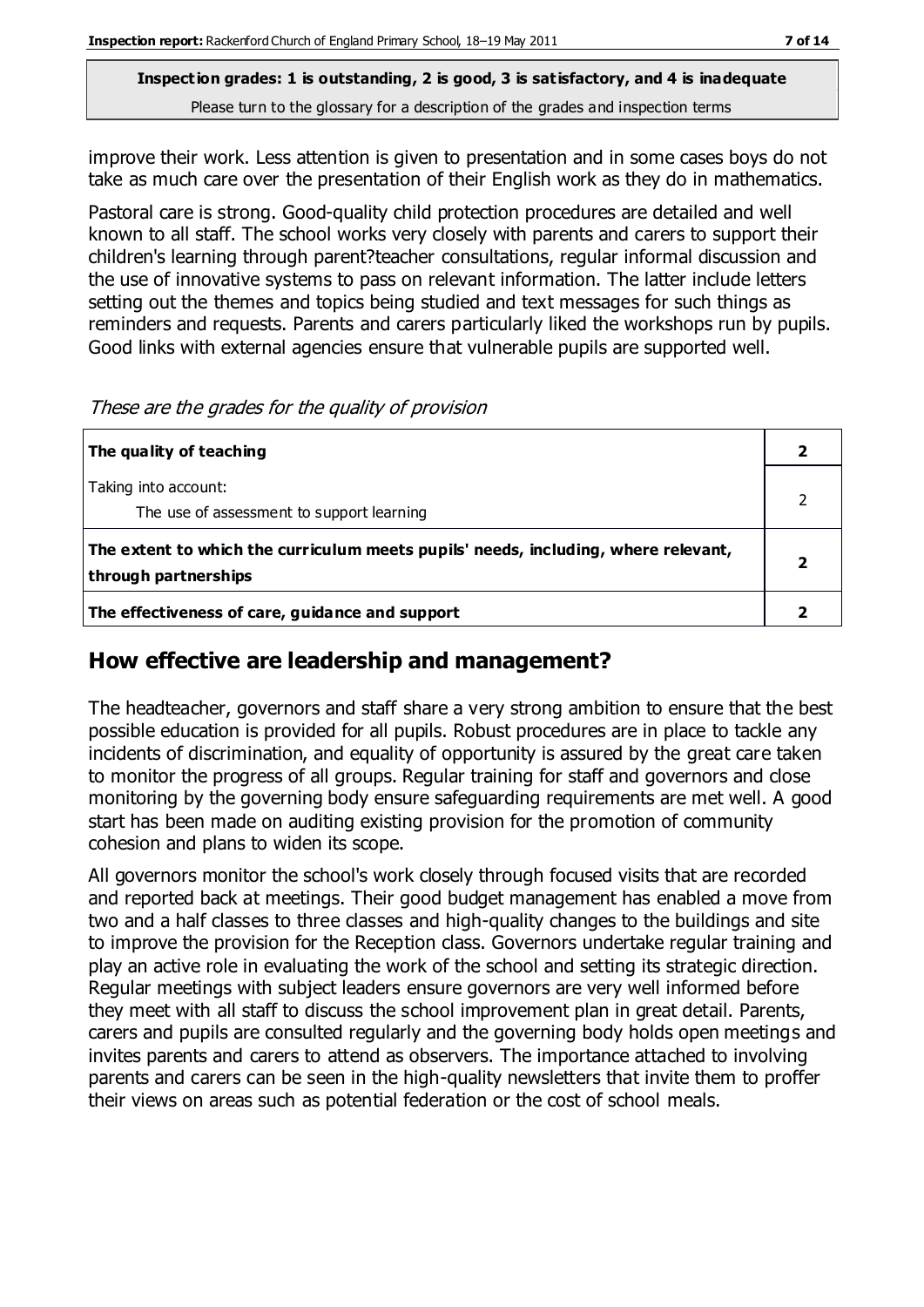**Inspection grades: 1 is outstanding, 2 is good, 3 is satisfactory, and 4 is inadequate**
Please turn to the glossary for a description of the grades and inspection terms

improve their work. Less attention is given to presentation and in some cases boys do not take as much care over the presentation of their English work as they do in mathematics.

Pastoral care is strong. Good-quality child protection procedures are detailed and well known to all staff. The school works very closely with parents and carers to support their children's learning through parent?teacher consultations, regular informal discussion and the use of innovative systems to pass on relevant information. The latter include letters setting out the themes and topics being studied and text messages for such things as reminders and requests. Parents and carers particularly liked the workshops run by pupils. Good links with external agencies ensure that vulnerable pupils are supported well.

*These are the grades for the quality of provision*

| | |
|---|---|
| **The quality of teaching** | **2** |
| Taking into account:<br>The use of assessment to support learning | 2 |
| **The extent to which the curriculum meets pupils' needs, including, where relevant, through partnerships** | **2** |
| **The effectiveness of care, guidance and support** | **2** |

## How effective are leadership and management?

The headteacher, governors and staff share a very strong ambition to ensure that the best possible education is provided for all pupils. Robust procedures are in place to tackle any incidents of discrimination, and equality of opportunity is assured by the great care taken to monitor the progress of all groups. Regular training for staff and governors and close monitoring by the governing body ensure safeguarding requirements are met well. A good start has been made on auditing existing provision for the promotion of community cohesion and plans to widen its scope.

All governors monitor the school's work closely through focused visits that are recorded and reported back at meetings. Their good budget management has enabled a move from two and a half classes to three classes and high-quality changes to the buildings and site to improve the provision for the Reception class. Governors undertake regular training and play an active role in evaluating the work of the school and setting its strategic direction. Regular meetings with subject leaders ensure governors are very well informed before they meet with all staff to discuss the school improvement plan in great detail. Parents, carers and pupils are consulted regularly and the governing body holds open meetings and invites parents and carers to attend as observers. The importance attached to involving parents and carers can be seen in the high-quality newsletters that invite them to proffer their views on areas such as potential federation or the cost of school meals.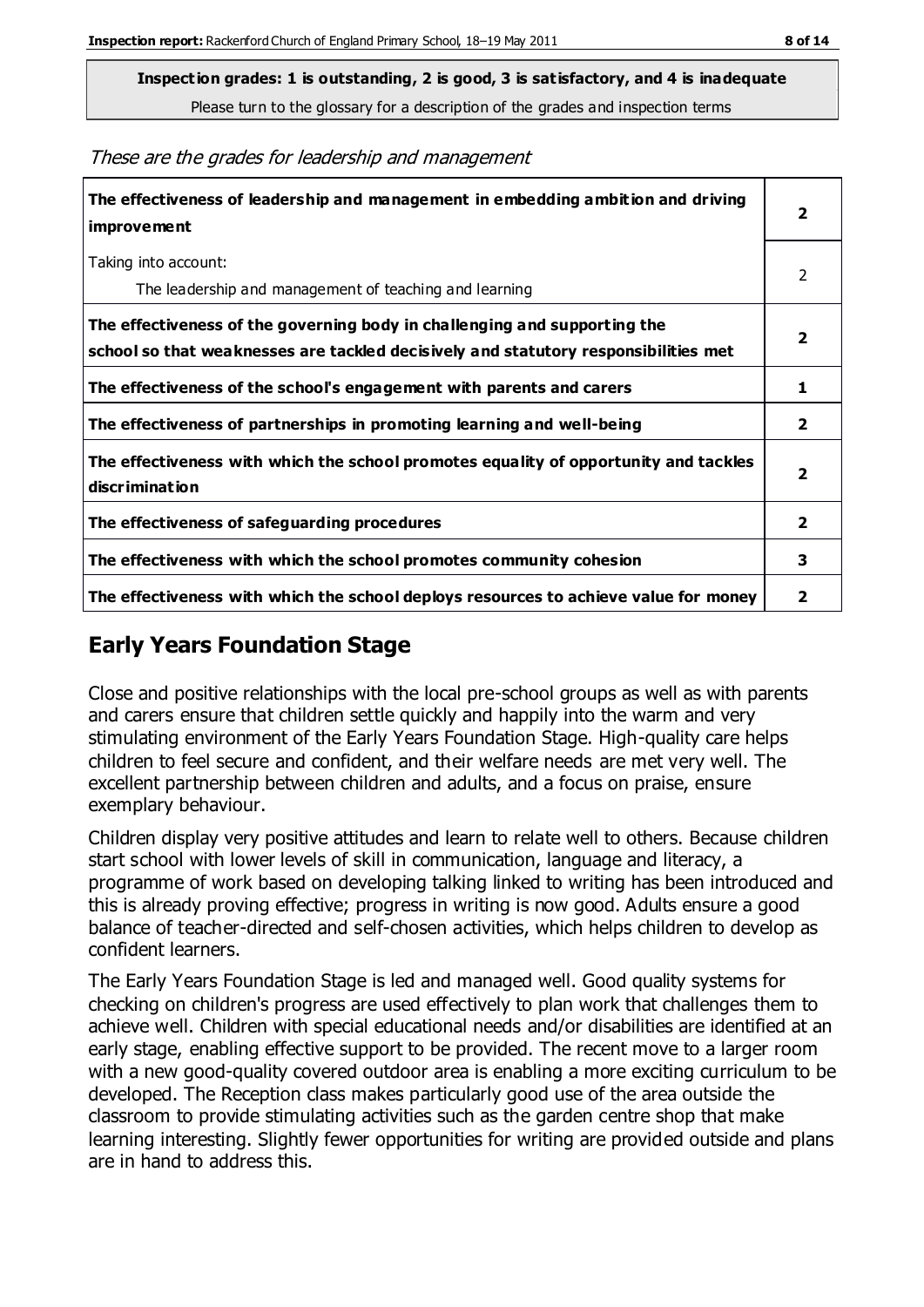**Inspection grades: 1 is outstanding, 2 is good, 3 is satisfactory, and 4 is inadequate**

Please turn to the glossary for a description of the grades and inspection terms

*These are the grades for leadership and management*

| | |
|---|---|
| **The effectiveness of leadership and management in embedding ambition and driving improvement** | **2** |
| Taking into account:<br>The leadership and management of teaching and learning | 2 |
| **The effectiveness of the governing body in challenging and supporting the school so that weaknesses are tackled decisively and statutory responsibilities met** | **2** |
| **The effectiveness of the school's engagement with parents and carers** | **1** |
| **The effectiveness of partnerships in promoting learning and well-being** | **2** |
| **The effectiveness with which the school promotes equality of opportunity and tackles discrimination** | **2** |
| **The effectiveness of safeguarding procedures** | **2** |
| **The effectiveness with which the school promotes community cohesion** | **3** |
| **The effectiveness with which the school deploys resources to achieve value for money** | **2** |

## Early Years Foundation Stage

Close and positive relationships with the local pre-school groups as well as with parents and carers ensure that children settle quickly and happily into the warm and very stimulating environment of the Early Years Foundation Stage. High-quality care helps children to feel secure and confident, and their welfare needs are met very well. The excellent partnership between children and adults, and a focus on praise, ensure exemplary behaviour.

Children display very positive attitudes and learn to relate well to others. Because children start school with lower levels of skill in communication, language and literacy, a programme of work based on developing talking linked to writing has been introduced and this is already proving effective; progress in writing is now good. Adults ensure a good balance of teacher-directed and self-chosen activities, which helps children to develop as confident learners.

The Early Years Foundation Stage is led and managed well. Good quality systems for checking on children's progress are used effectively to plan work that challenges them to achieve well. Children with special educational needs and/or disabilities are identified at an early stage, enabling effective support to be provided. The recent move to a larger room with a new good-quality covered outdoor area is enabling a more exciting curriculum to be developed. The Reception class makes particularly good use of the area outside the classroom to provide stimulating activities such as the garden centre shop that make learning interesting. Slightly fewer opportunities for writing are provided outside and plans are in hand to address this.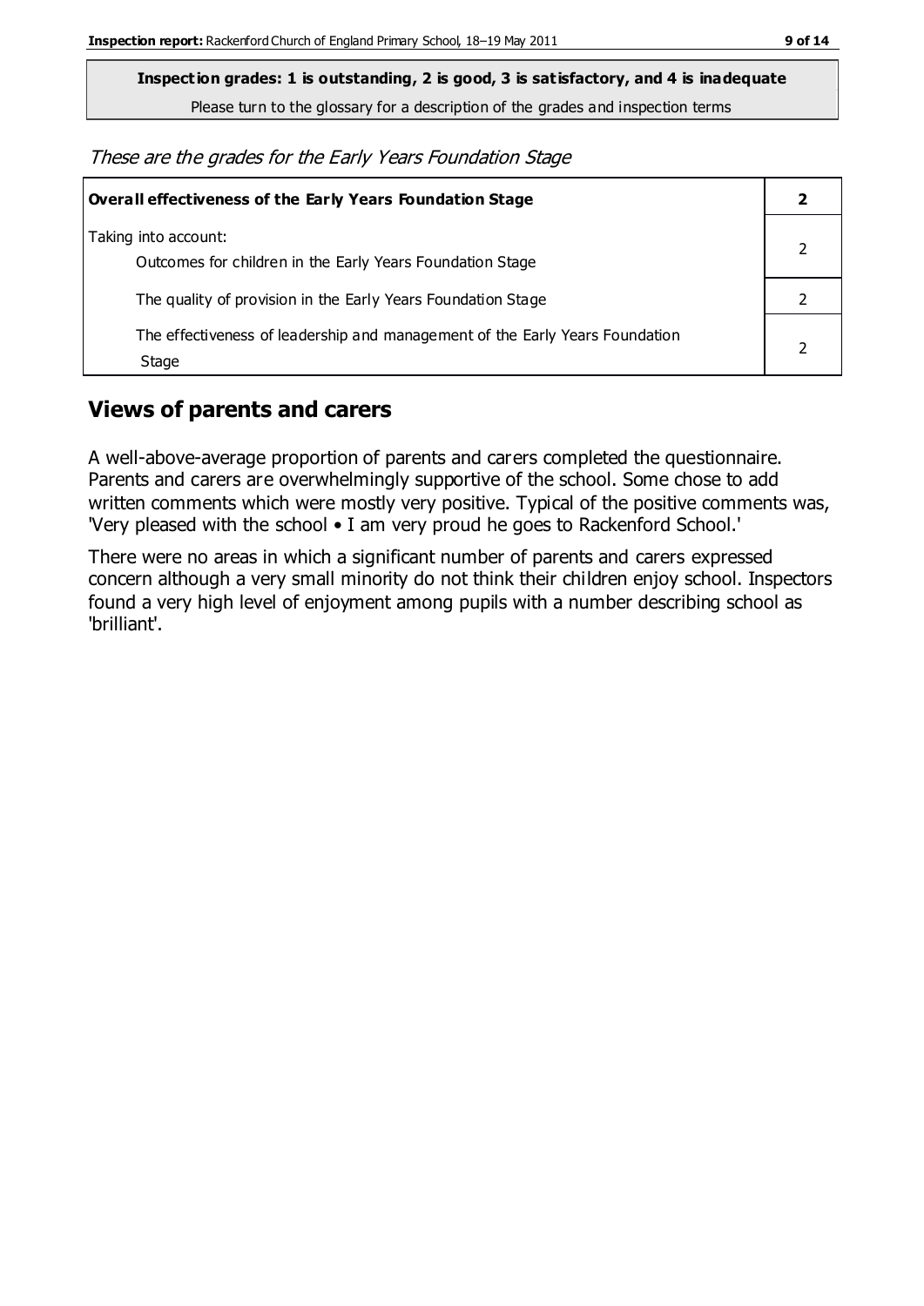**Inspection grades: 1 is outstanding, 2 is good, 3 is satisfactory, and 4 is inadequate**

Please turn to the glossary for a description of the grades and inspection terms

*These are the grades for the Early Years Foundation Stage*

| **Overall effectiveness of the Early Years Foundation Stage** | **2** |
|---|---|
| Taking into account:<br>Outcomes for children in the Early Years Foundation Stage | 2 |
| The quality of provision in the Early Years Foundation Stage | 2 |
| The effectiveness of leadership and management of the Early Years Foundation Stage | 2 |

## Views of parents and carers

A well-above-average proportion of parents and carers completed the questionnaire. Parents and carers are overwhelmingly supportive of the school. Some chose to add written comments which were mostly very positive. Typical of the positive comments was, 'Very pleased with the school • I am very proud he goes to Rackenford School.'

There were no areas in which a significant number of parents and carers expressed concern although a very small minority do not think their children enjoy school. Inspectors found a very high level of enjoyment among pupils with a number describing school as 'brilliant'.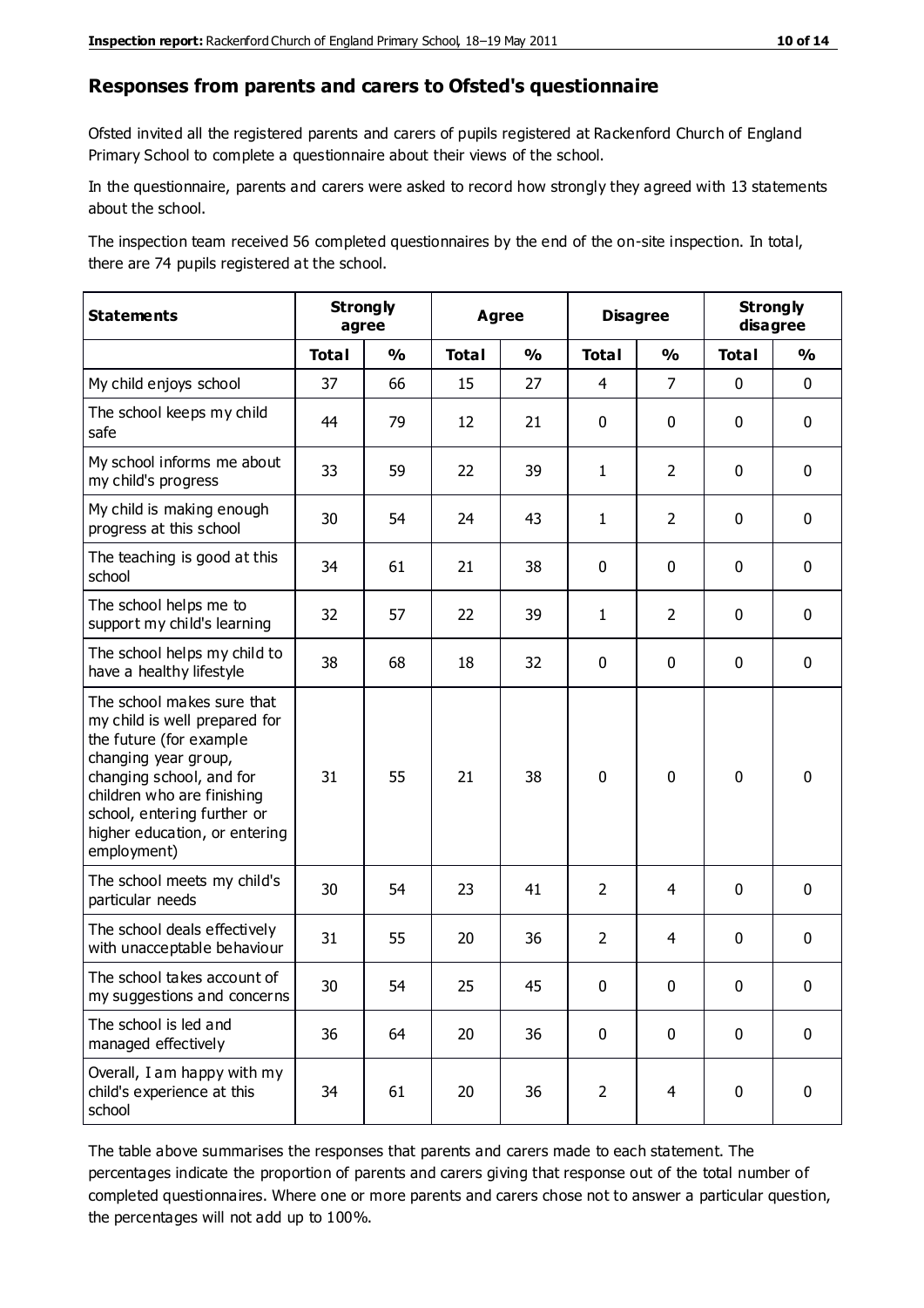## Responses from parents and carers to Ofsted's questionnaire

Ofsted invited all the registered parents and carers of pupils registered at Rackenford Church of England Primary School to complete a questionnaire about their views of the school.

In the questionnaire, parents and carers were asked to record how strongly they agreed with 13 statements about the school.

The inspection team received 56 completed questionnaires by the end of the on-site inspection. In total, there are 74 pupils registered at the school.

| Statements | Strongly agree | | Agree | | Disagree | | Strongly disagree | |
|---|---|---|---|---|---|---|---|---|
| | Total | % | Total | % | Total | % | Total | % |
| My child enjoys school | 37 | 66 | 15 | 27 | 4 | 7 | 0 | 0 |
| The school keeps my child safe | 44 | 79 | 12 | 21 | 0 | 0 | 0 | 0 |
| My school informs me about my child's progress | 33 | 59 | 22 | 39 | 1 | 2 | 0 | 0 |
| My child is making enough progress at this school | 30 | 54 | 24 | 43 | 1 | 2 | 0 | 0 |
| The teaching is good at this school | 34 | 61 | 21 | 38 | 0 | 0 | 0 | 0 |
| The school helps me to support my child's learning | 32 | 57 | 22 | 39 | 1 | 2 | 0 | 0 |
| The school helps my child to have a healthy lifestyle | 38 | 68 | 18 | 32 | 0 | 0 | 0 | 0 |
| The school makes sure that my child is well prepared for the future (for example changing year group, changing school, and for children who are finishing school, entering further or higher education, or entering employment) | 31 | 55 | 21 | 38 | 0 | 0 | 0 | 0 |
| The school meets my child's particular needs | 30 | 54 | 23 | 41 | 2 | 4 | 0 | 0 |
| The school deals effectively with unacceptable behaviour | 31 | 55 | 20 | 36 | 2 | 4 | 0 | 0 |
| The school takes account of my suggestions and concerns | 30 | 54 | 25 | 45 | 0 | 0 | 0 | 0 |
| The school is led and managed effectively | 36 | 64 | 20 | 36 | 0 | 0 | 0 | 0 |
| Overall, I am happy with my child's experience at this school | 34 | 61 | 20 | 36 | 2 | 4 | 0 | 0 |

The table above summarises the responses that parents and carers made to each statement. The percentages indicate the proportion of parents and carers giving that response out of the total number of completed questionnaires. Where one or more parents and carers chose not to answer a particular question, the percentages will not add up to 100%.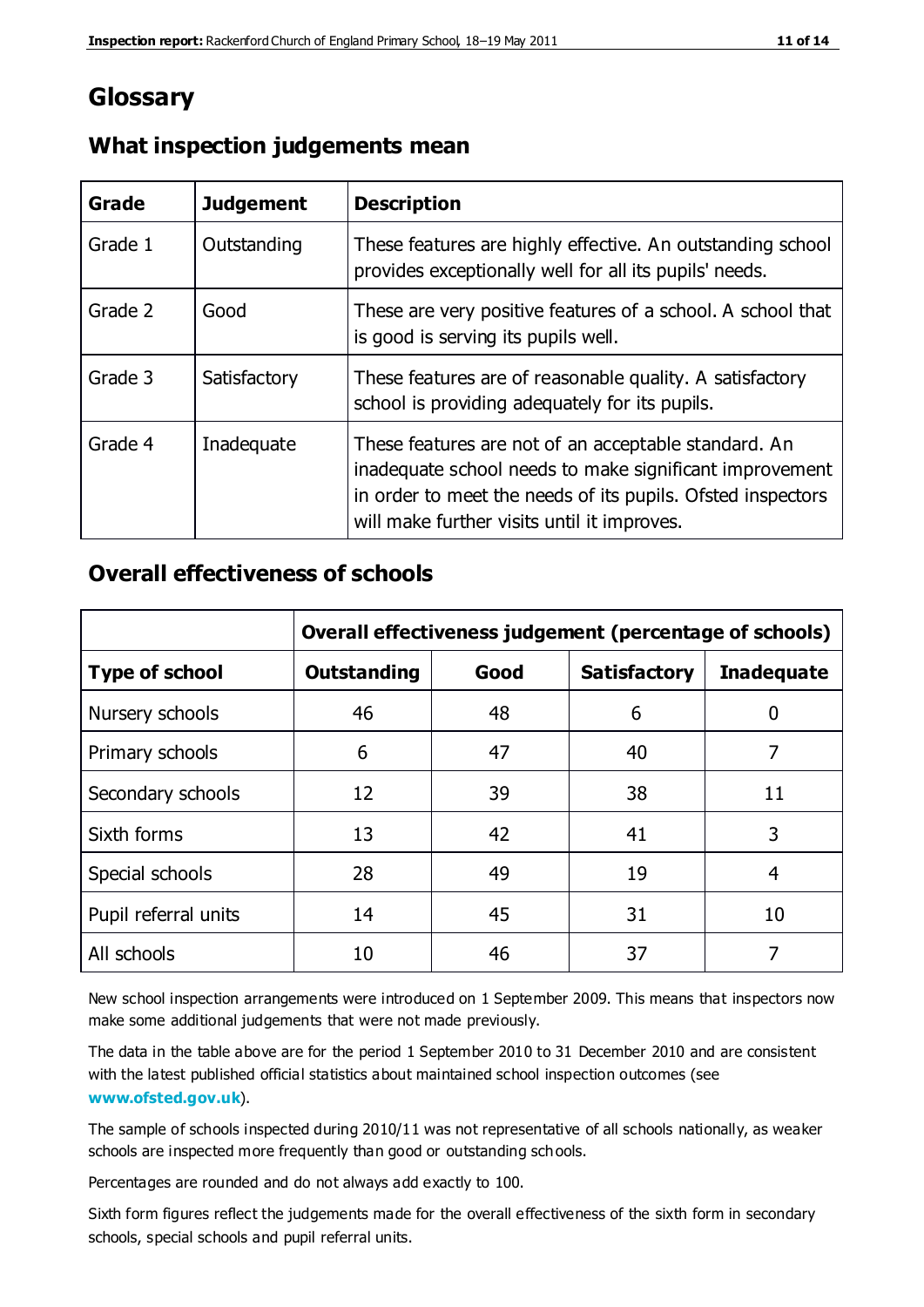# Glossary

## What inspection judgements mean

| Grade | Judgement | Description |
| --- | --- | --- |
| Grade 1 | Outstanding | These features are highly effective. An outstanding school provides exceptionally well for all its pupils' needs. |
| Grade 2 | Good | These are very positive features of a school. A school that is good is serving its pupils well. |
| Grade 3 | Satisfactory | These features are of reasonable quality. A satisfactory school is providing adequately for its pupils. |
| Grade 4 | Inadequate | These features are not of an acceptable standard. An inadequate school needs to make significant improvement in order to meet the needs of its pupils. Ofsted inspectors will make further visits until it improves. |

## Overall effectiveness of schools

| | Overall effectiveness judgement (percentage of schools) | | | |
| --- | --- | --- | --- | --- |
| **Type of school** | **Outstanding** | **Good** | **Satisfactory** | **Inadequate** |
| Nursery schools | 46 | 48 | 6 | 0 |
| Primary schools | 6 | 47 | 40 | 7 |
| Secondary schools | 12 | 39 | 38 | 11 |
| Sixth forms | 13 | 42 | 41 | 3 |
| Special schools | 28 | 49 | 19 | 4 |
| Pupil referral units | 14 | 45 | 31 | 10 |
| All schools | 10 | 46 | 37 | 7 |

New school inspection arrangements were introduced on 1 September 2009. This means that inspectors now make some additional judgements that were not made previously.

The data in the table above are for the period 1 September 2010 to 31 December 2010 and are consistent with the latest published official statistics about maintained school inspection outcomes (see **www.ofsted.gov.uk**).

The sample of schools inspected during 2010/11 was not representative of all schools nationally, as weaker schools are inspected more frequently than good or outstanding schools.

Percentages are rounded and do not always add exactly to 100.

Sixth form figures reflect the judgements made for the overall effectiveness of the sixth form in secondary schools, special schools and pupil referral units.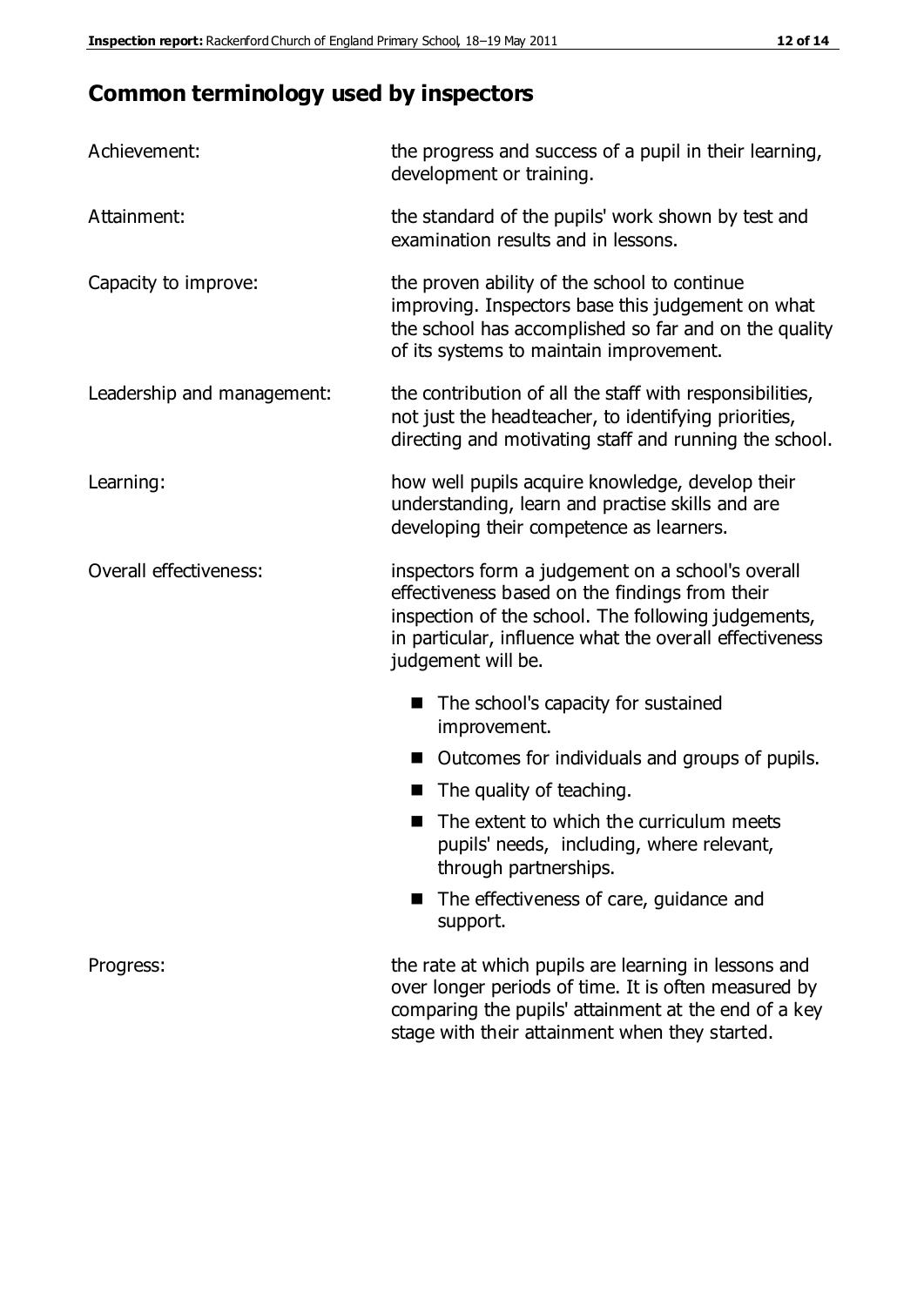# Common terminology used by inspectors

| | |
|---|---|
| Achievement: | the progress and success of a pupil in their learning, development or training. |
| Attainment: | the standard of the pupils' work shown by test and examination results and in lessons. |
| Capacity to improve: | the proven ability of the school to continue improving. Inspectors base this judgement on what the school has accomplished so far and on the quality of its systems to maintain improvement. |
| Leadership and management: | the contribution of all the staff with responsibilities, not just the headteacher, to identifying priorities, directing and motivating staff and running the school. |
| Learning: | how well pupils acquire knowledge, develop their understanding, learn and practise skills and are developing their competence as learners. |
| Overall effectiveness: | inspectors form a judgement on a school's overall effectiveness based on the findings from their inspection of the school. The following judgements, in particular, influence what the overall effectiveness judgement will be. |

- The school's capacity for sustained improvement.
- Outcomes for individuals and groups of pupils.
- The quality of teaching.
- The extent to which the curriculum meets pupils' needs, including, where relevant, through partnerships.
- The effectiveness of care, guidance and support.

| | |
|---|---|
| Progress: | the rate at which pupils are learning in lessons and over longer periods of time. It is often measured by comparing the pupils' attainment at the end of a key stage with their attainment when they started. |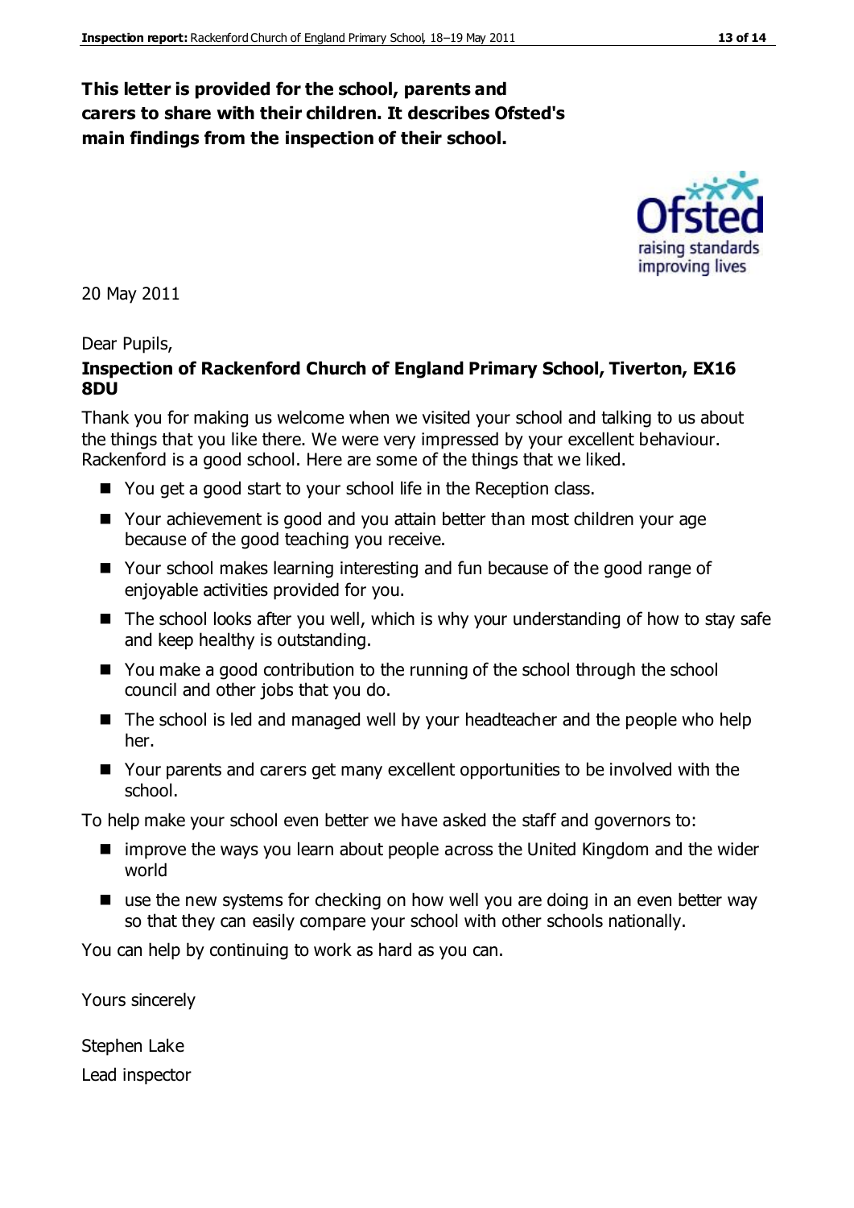**This letter is provided for the school, parents and carers to share with their children. It describes Ofsted's main findings from the inspection of their school.**

20 May 2011

Dear Pupils,

**Inspection of Rackenford Church of England Primary School, Tiverton, EX16 8DU**

Thank you for making us welcome when we visited your school and talking to us about the things that you like there. We were very impressed by your excellent behaviour. Rackenford is a good school. Here are some of the things that we liked.

- You get a good start to your school life in the Reception class.
- Your achievement is good and you attain better than most children your age because of the good teaching you receive.
- Your school makes learning interesting and fun because of the good range of enjoyable activities provided for you.
- The school looks after you well, which is why your understanding of how to stay safe and keep healthy is outstanding.
- You make a good contribution to the running of the school through the school council and other jobs that you do.
- The school is led and managed well by your headteacher and the people who help her.
- Your parents and carers get many excellent opportunities to be involved with the school.

To help make your school even better we have asked the staff and governors to:

- improve the ways you learn about people across the United Kingdom and the wider world
- use the new systems for checking on how well you are doing in an even better way so that they can easily compare your school with other schools nationally.

You can help by continuing to work as hard as you can.

Yours sincerely

Stephen Lake

Lead inspector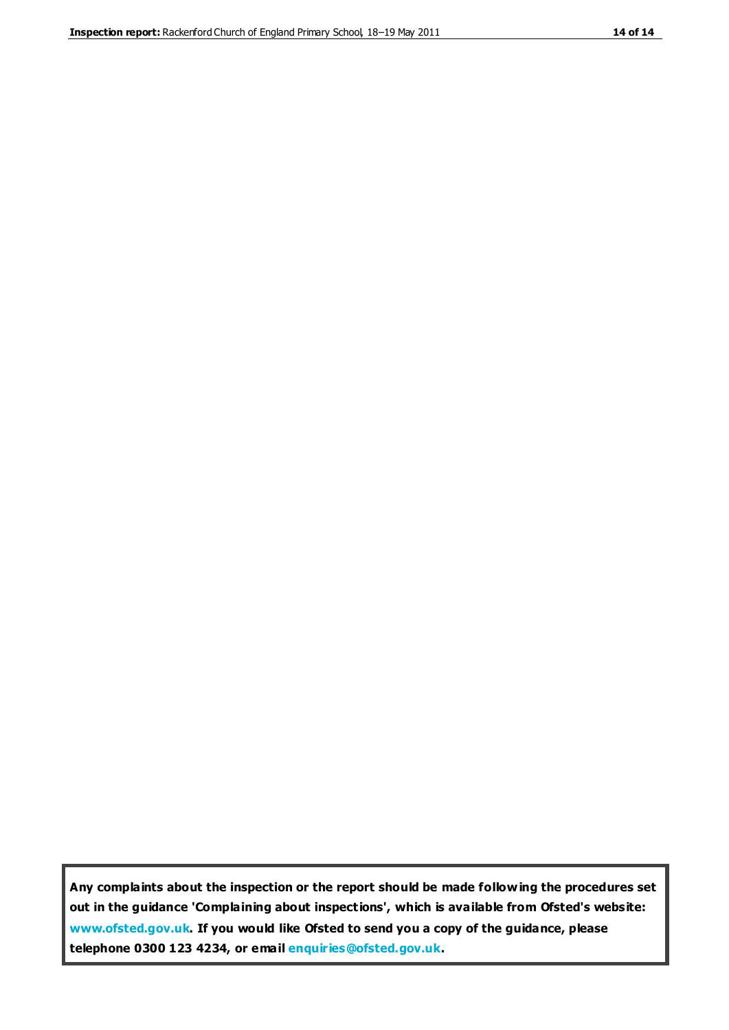**Any complaints about the inspection or the report should be made following the procedures set out in the guidance 'Complaining about inspections', which is available from Ofsted's website: www.ofsted.gov.uk. If you would like Ofsted to send you a copy of the guidance, please telephone 0300 123 4234, or email enquiries@ofsted.gov.uk.**